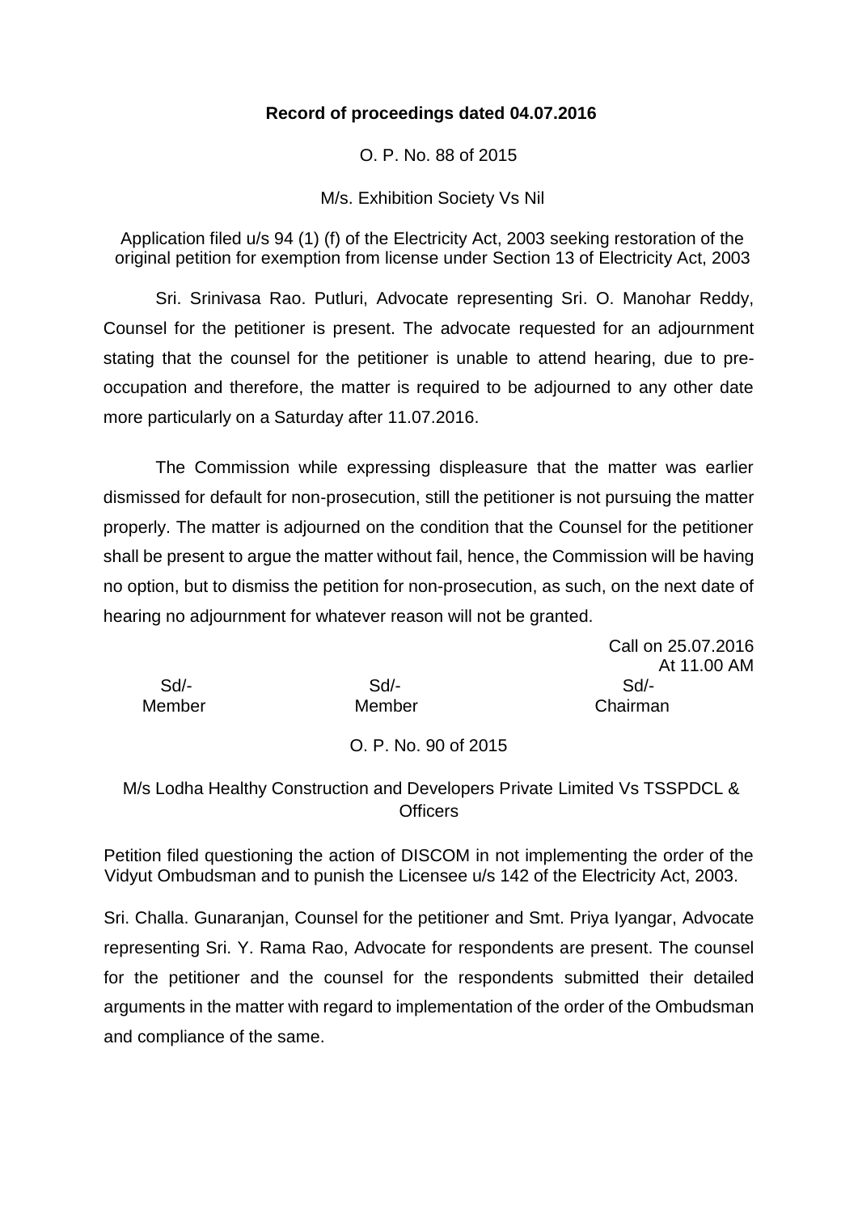**Record of proceedings dated 04.07.2016**

O. P. No. 88 of 2015

M/s. Exhibition Society Vs Nil

Application filed u/s 94 (1) (f) of the Electricity Act, 2003 seeking restoration of the original petition for exemption from license under Section 13 of Electricity Act, 2003

Sri. Srinivasa Rao. Putluri, Advocate representing Sri. O. Manohar Reddy, Counsel for the petitioner is present. The advocate requested for an adjournment stating that the counsel for the petitioner is unable to attend hearing, due to pre-occupation and therefore, the matter is required to be adjourned to any other date more particularly on a Saturday after 11.07.2016.

The Commission while expressing displeasure that the matter was earlier dismissed for default for non-prosecution, still the petitioner is not pursuing the matter properly. The matter is adjourned on the condition that the Counsel for the petitioner shall be present to argue the matter without fail, hence, the Commission will be having no option, but to dismiss the petition for non-prosecution, as such, on the next date of hearing no adjournment for whatever reason will not be granted.

Call on 25.07.2016
At 11.00 AM

| Sd/- | Sd/- | Sd/- |
|---|---|---|
| Member | Member | Chairman |

O. P. No. 90 of 2015

M/s Lodha Healthy Construction and Developers Private Limited Vs TSSPDCL & Officers

Petition filed questioning the action of DISCOM in not implementing the order of the Vidyut Ombudsman and to punish the Licensee u/s 142 of the Electricity Act, 2003.

Sri. Challa. Gunaranjan, Counsel for the petitioner and Smt. Priya Iyangar, Advocate representing Sri. Y. Rama Rao, Advocate for respondents are present. The counsel for the petitioner and the counsel for the respondents submitted their detailed arguments in the matter with regard to implementation of the order of the Ombudsman and compliance of the same.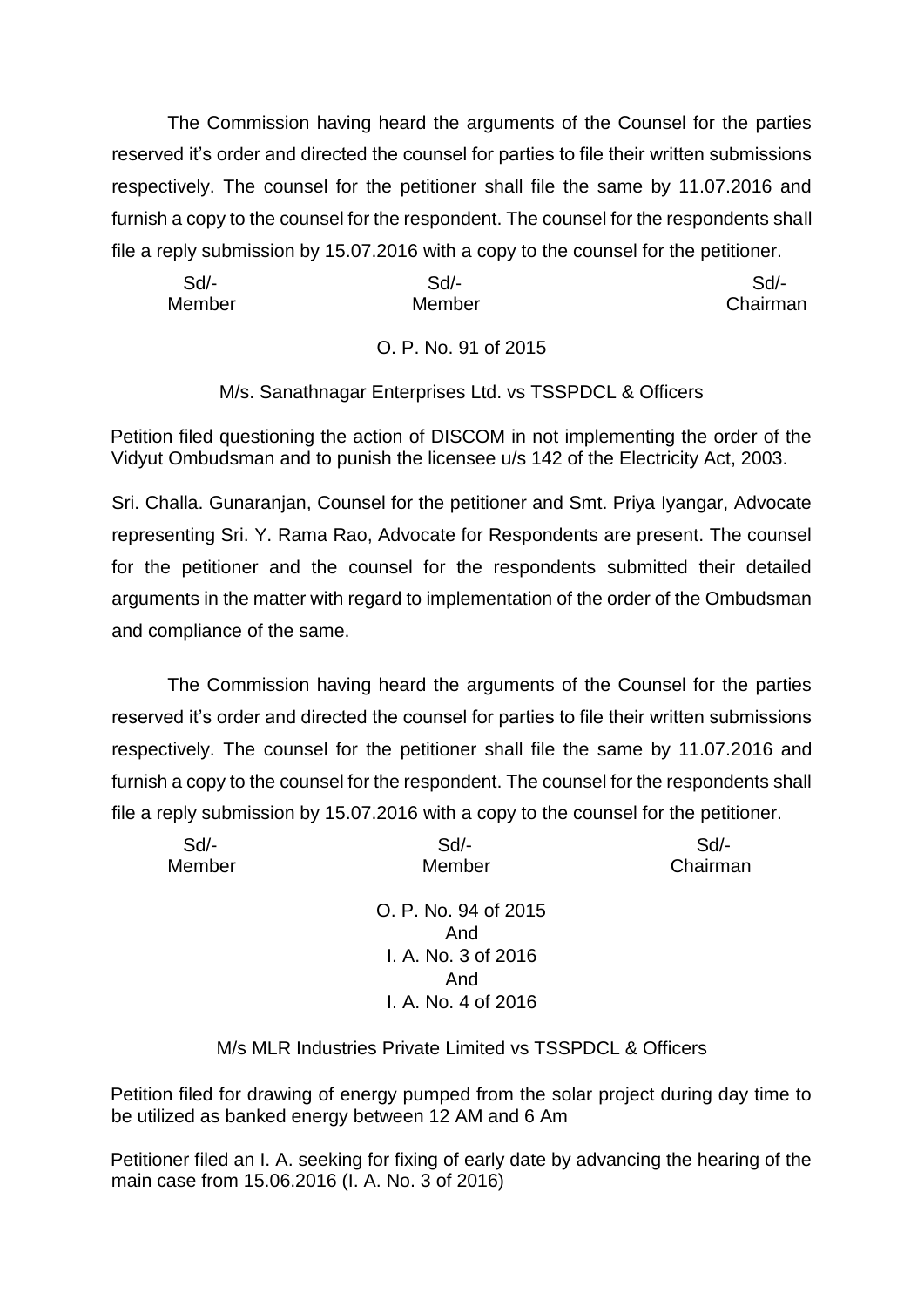The Commission having heard the arguments of the Counsel for the parties reserved it's order and directed the counsel for parties to file their written submissions respectively. The counsel for the petitioner shall file the same by 11.07.2016 and furnish a copy to the counsel for the respondent. The counsel for the respondents shall file a reply submission by 15.07.2016 with a copy to the counsel for the petitioner.

| Sd/- | Sd/- | Sd/- |
|---|---|---|
| Member | Member | Chairman |

O. P. No. 91 of 2015

M/s. Sanathnagar Enterprises Ltd. vs TSSPDCL & Officers

Petition filed questioning the action of DISCOM in not implementing the order of the Vidyut Ombudsman and to punish the licensee u/s 142 of the Electricity Act, 2003.

Sri. Challa. Gunaranjan, Counsel for the petitioner and Smt. Priya Iyangar, Advocate representing Sri. Y. Rama Rao, Advocate for Respondents are present. The counsel for the petitioner and the counsel for the respondents submitted their detailed arguments in the matter with regard to implementation of the order of the Ombudsman and compliance of the same.

The Commission having heard the arguments of the Counsel for the parties reserved it's order and directed the counsel for parties to file their written submissions respectively. The counsel for the petitioner shall file the same by 11.07.2016 and furnish a copy to the counsel for the respondent. The counsel for the respondents shall file a reply submission by 15.07.2016 with a copy to the counsel for the petitioner.

| Sd/- | Sd/- | Sd/- |
|---|---|---|
| Member | Member | Chairman |

O. P. No. 94 of 2015
And
I. A. No. 3 of 2016
And
I. A. No. 4 of 2016

M/s MLR Industries Private Limited vs TSSPDCL & Officers

Petition filed for drawing of energy pumped from the solar project during day time to be utilized as banked energy between 12 AM and 6 Am

Petitioner filed an I. A. seeking for fixing of early date by advancing the hearing of the main case from 15.06.2016 (I. A. No. 3 of 2016)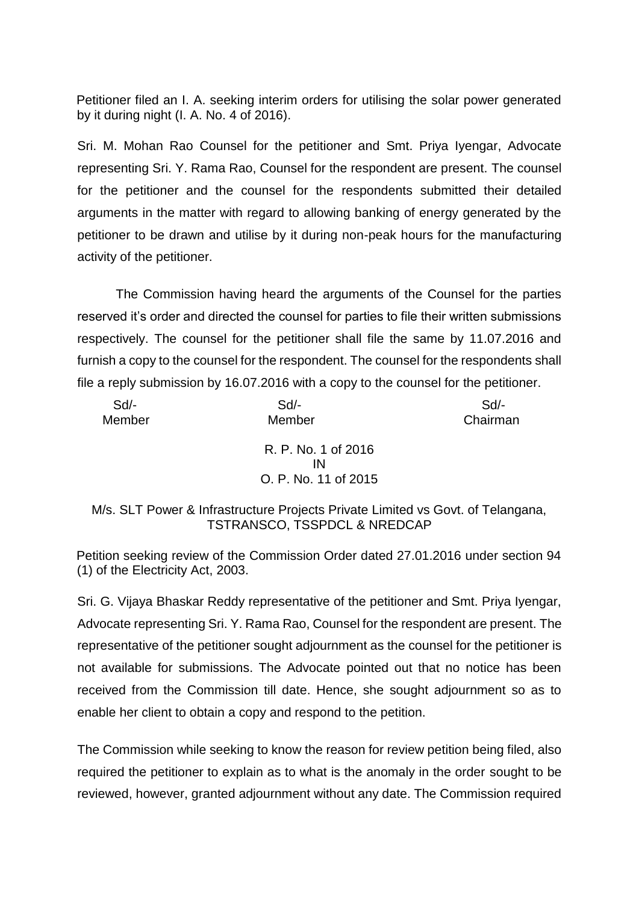Petitioner filed an I. A. seeking interim orders for utilising the solar power generated by it during night (I. A. No. 4 of 2016).

Sri. M. Mohan Rao Counsel for the petitioner and Smt. Priya Iyengar, Advocate representing Sri. Y. Rama Rao, Counsel for the respondent are present. The counsel for the petitioner and the counsel for the respondents submitted their detailed arguments in the matter with regard to allowing banking of energy generated by the petitioner to be drawn and utilise by it during non-peak hours for the manufacturing activity of the petitioner.

The Commission having heard the arguments of the Counsel for the parties reserved it's order and directed the counsel for parties to file their written submissions respectively. The counsel for the petitioner shall file the same by 11.07.2016 and furnish a copy to the counsel for the respondent. The counsel for the respondents shall file a reply submission by 16.07.2016 with a copy to the counsel for the petitioner.

| Sd/- | Sd/- | Sd/- |
|---|---|---|
| Member | Member | Chairman |

R. P. No. 1 of 2016
IN
O. P. No. 11 of 2015

M/s. SLT Power & Infrastructure Projects Private Limited vs Govt. of Telangana, TSTRANSCO, TSSPDCL & NREDCAP

Petition seeking review of the Commission Order dated 27.01.2016 under section 94 (1) of the Electricity Act, 2003.

Sri. G. Vijaya Bhaskar Reddy representative of the petitioner and Smt. Priya Iyengar, Advocate representing Sri. Y. Rama Rao, Counsel for the respondent are present. The representative of the petitioner sought adjournment as the counsel for the petitioner is not available for submissions. The Advocate pointed out that no notice has been received from the Commission till date. Hence, she sought adjournment so as to enable her client to obtain a copy and respond to the petition.

The Commission while seeking to know the reason for review petition being filed, also required the petitioner to explain as to what is the anomaly in the order sought to be reviewed, however, granted adjournment without any date. The Commission required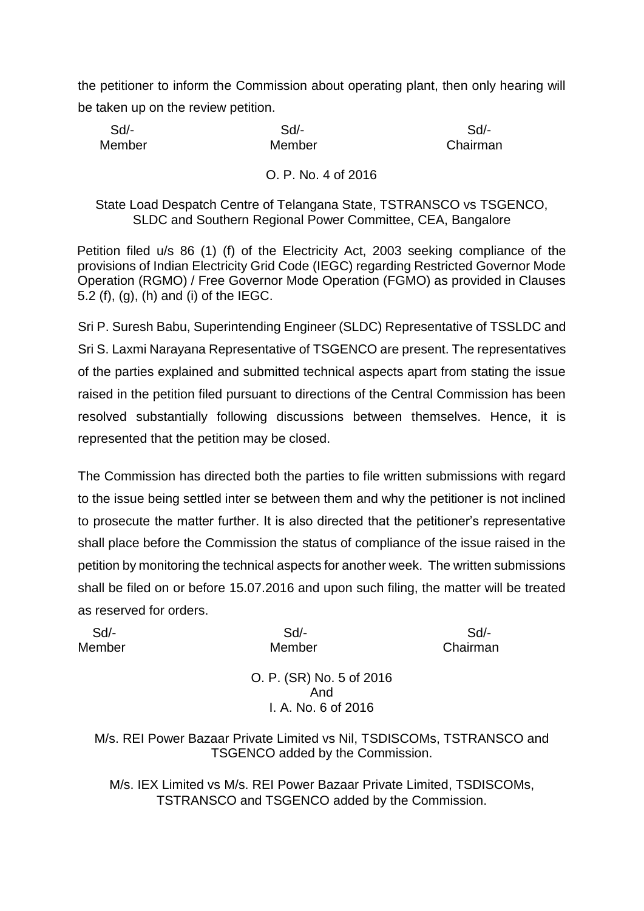the petitioner to inform the Commission about operating plant, then only hearing will be taken up on the review petition.

| Sd/- | Sd/- | Sd/- |
|---|---|---|
| Member | Member | Chairman |

O. P. No. 4 of 2016

State Load Despatch Centre of Telangana State, TSTRANSCO vs TSGENCO, SLDC and Southern Regional Power Committee, CEA, Bangalore

Petition filed u/s 86 (1) (f) of the Electricity Act, 2003 seeking compliance of the provisions of Indian Electricity Grid Code (IEGC) regarding Restricted Governor Mode Operation (RGMO) / Free Governor Mode Operation (FGMO) as provided in Clauses 5.2 (f), (g), (h) and (i) of the IEGC.

Sri P. Suresh Babu, Superintending Engineer (SLDC) Representative of TSSLDC and Sri S. Laxmi Narayana Representative of TSGENCO are present. The representatives of the parties explained and submitted technical aspects apart from stating the issue raised in the petition filed pursuant to directions of the Central Commission has been resolved substantially following discussions between themselves. Hence, it is represented that the petition may be closed.

The Commission has directed both the parties to file written submissions with regard to the issue being settled inter se between them and why the petitioner is not inclined to prosecute the matter further. It is also directed that the petitioner's representative shall place before the Commission the status of compliance of the issue raised in the petition by monitoring the technical aspects for another week. The written submissions shall be filed on or before 15.07.2016 and upon such filing, the matter will be treated as reserved for orders.

| Sd/- | Sd/- | Sd/- |
|---|---|---|
| Member | Member | Chairman |

O. P. (SR) No. 5 of 2016
And
I. A. No. 6 of 2016

M/s. REI Power Bazaar Private Limited vs Nil, TSDISCOMs, TSTRANSCO and TSGENCO added by the Commission.

M/s. IEX Limited vs M/s. REI Power Bazaar Private Limited, TSDISCOMs, TSTRANSCO and TSGENCO added by the Commission.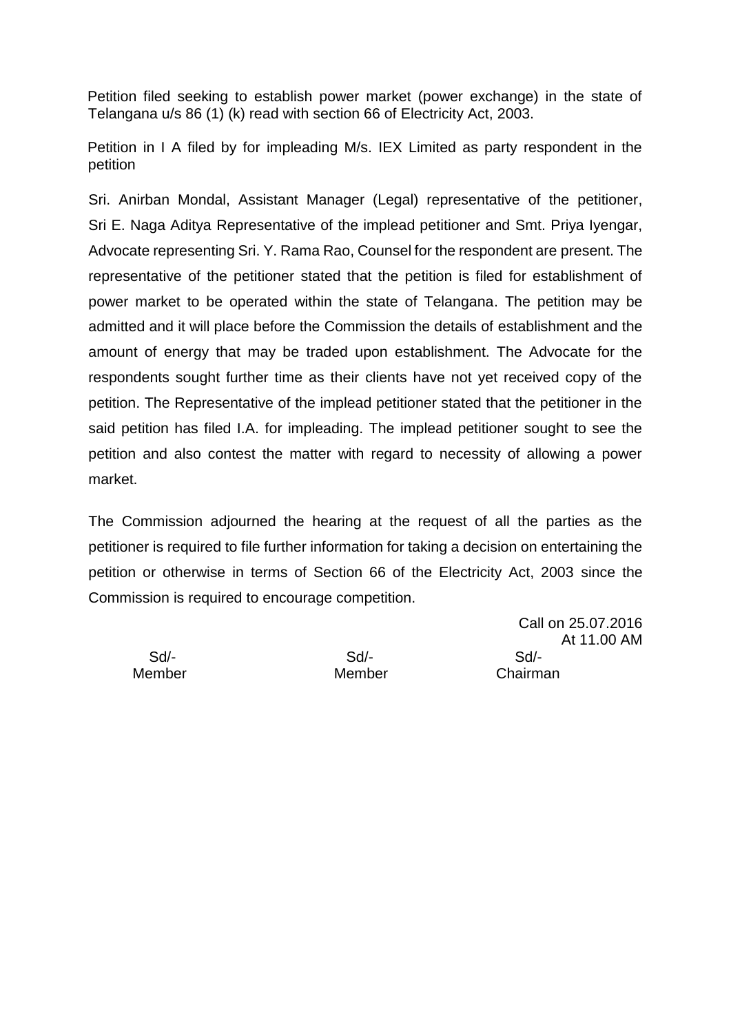Petition filed seeking to establish power market (power exchange) in the state of Telangana u/s 86 (1) (k) read with section 66 of Electricity Act, 2003.

Petition in I A filed by for impleading M/s. IEX Limited as party respondent in the petition

Sri. Anirban Mondal, Assistant Manager (Legal) representative of the petitioner, Sri E. Naga Aditya Representative of the implead petitioner and Smt. Priya Iyengar, Advocate representing Sri. Y. Rama Rao, Counsel for the respondent are present. The representative of the petitioner stated that the petition is filed for establishment of power market to be operated within the state of Telangana. The petition may be admitted and it will place before the Commission the details of establishment and the amount of energy that may be traded upon establishment. The Advocate for the respondents sought further time as their clients have not yet received copy of the petition. The Representative of the implead petitioner stated that the petitioner in the said petition has filed I.A. for impleading. The implead petitioner sought to see the petition and also contest the matter with regard to necessity of allowing a power market.

The Commission adjourned the hearing at the request of all the parties as the petitioner is required to file further information for taking a decision on entertaining the petition or otherwise in terms of Section 66 of the Electricity Act, 2003 since the Commission is required to encourage competition.

Call on 25.07.2016
At 11.00 AM

| | | |
|---|---|---|
| Sd/- | Sd/- | Sd/- |
| Member | Member | Chairman |